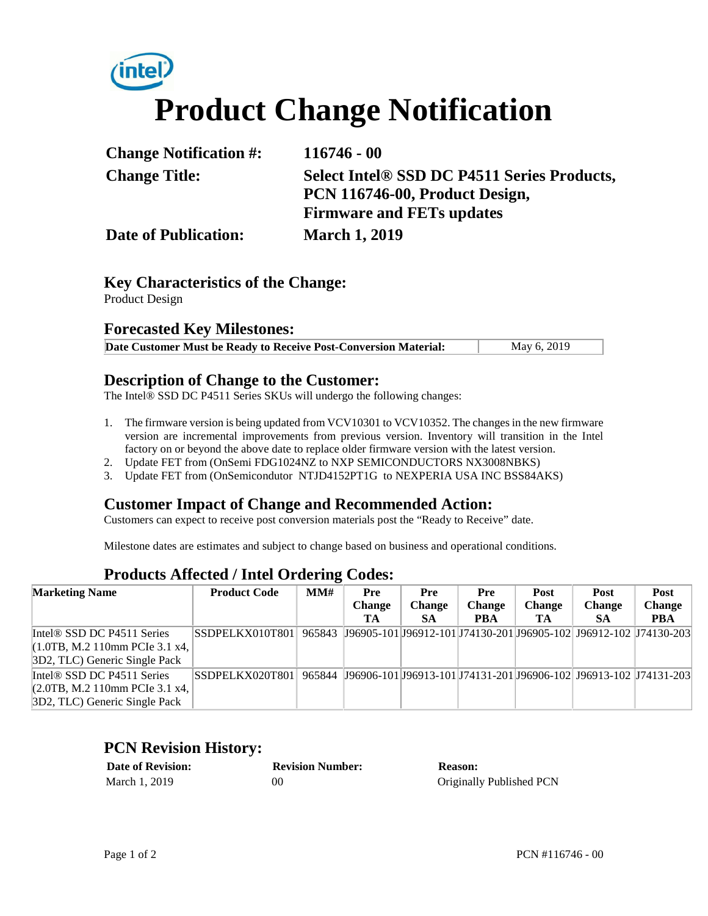intel

# Product Change Notification

| | |
|---|---|
| **Change Notification #:** | **116746 - 00** |
| **Change Title:** | **Select Intel® SSD DC P4511 Series Products, PCN 116746-00, Product Design, Firmware and FETs updates** |
| **Date of Publication:** | **March 1, 2019** |

## Key Characteristics of the Change:

Product Design

## Forecasted Key Milestones:

| **Date Customer Must be Ready to Receive Post-Conversion Material:** | May 6, 2019 |
|---|---|

## Description of Change to the Customer:

The Intel® SSD DC P4511 Series SKUs will undergo the following changes:

1. The firmware version is being updated from VCV10301 to VCV10352. The changes in the new firmware version are incremental improvements from previous version. Inventory will transition in the Intel factory on or beyond the above date to replace older firmware version with the latest version.
2. Update FET from (OnSemi FDG1024NZ to NXP SEMICONDUCTORS NX3008NBKS)
3. Update FET from (OnSemicondutor NTJD4152PT1G to NEXPERIA USA INC BSS84AKS)

## Customer Impact of Change and Recommended Action:

Customers can expect to receive post conversion materials post the "Ready to Receive" date.

Milestone dates are estimates and subject to change based on business and operational conditions.

## Products Affected / Intel Ordering Codes:

| Marketing Name | Product Code | MM# | Pre Change TA | Pre Change SA | Pre Change PBA | Post Change TA | Post Change SA | Post Change PBA |
|---|---|---|---|---|---|---|---|---|
| Intel® SSD DC P4511 Series (1.0TB, M.2 110mm PCIe 3.1 x4, 3D2, TLC) Generic Single Pack | SSDPELKX010T801 | 965843 | J96905-101 | J96912-101 | J74130-201 | J96905-102 | J96912-102 | J74130-203 |
| Intel® SSD DC P4511 Series (2.0TB, M.2 110mm PCIe 3.1 x4, 3D2, TLC) Generic Single Pack | SSDPELKX020T801 | 965844 | J96906-101 | J96913-101 | J74131-201 | J96906-102 | J96913-102 | J74131-203 |

## PCN Revision History:

| **Date of Revision:** | **Revision Number:** | **Reason:** |
|---|---|---|
| March 1, 2019 | 00 | Originally Published PCN |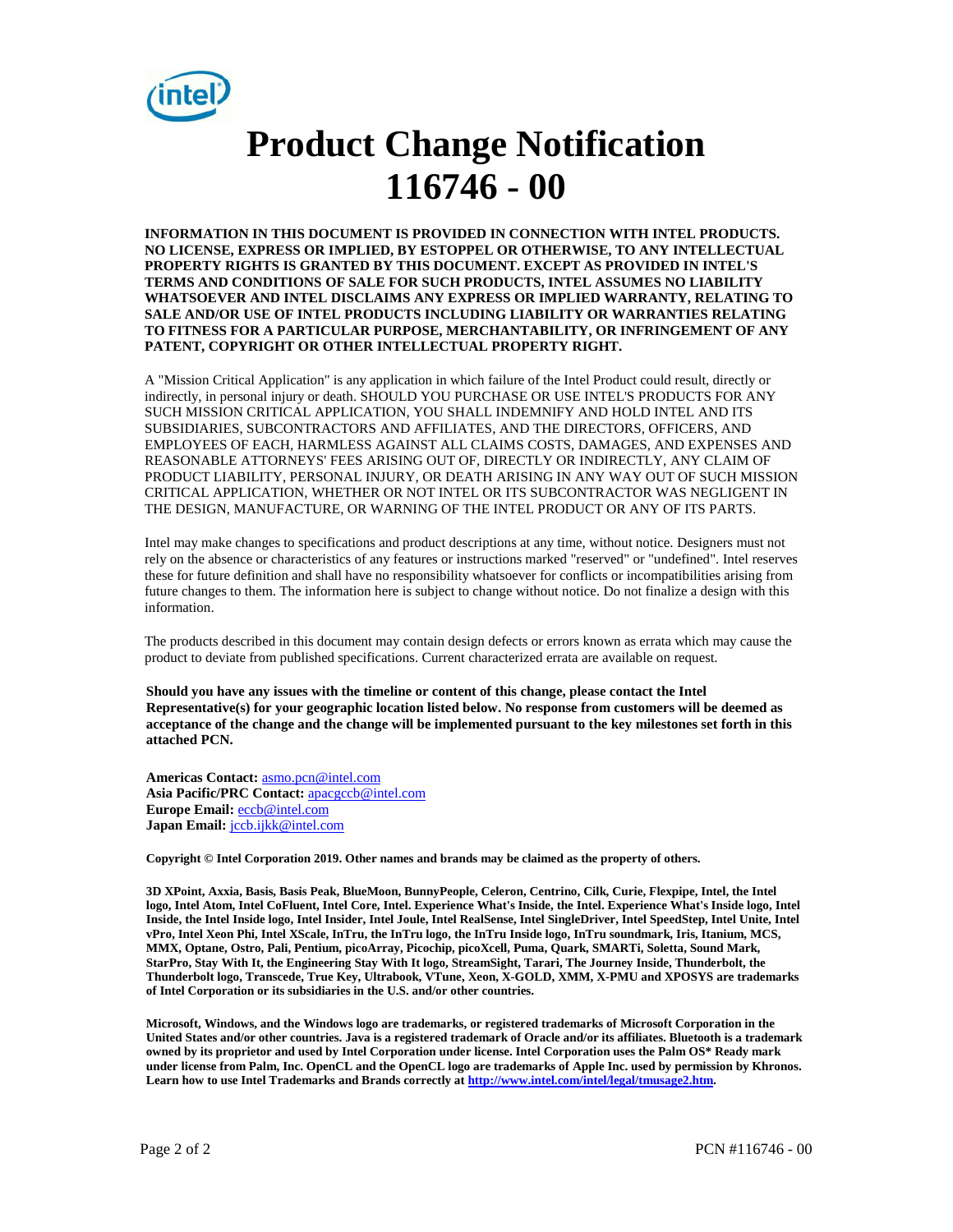# Product Change Notification 116746 - 00

**INFORMATION IN THIS DOCUMENT IS PROVIDED IN CONNECTION WITH INTEL PRODUCTS. NO LICENSE, EXPRESS OR IMPLIED, BY ESTOPPEL OR OTHERWISE, TO ANY INTELLECTUAL PROPERTY RIGHTS IS GRANTED BY THIS DOCUMENT. EXCEPT AS PROVIDED IN INTEL'S TERMS AND CONDITIONS OF SALE FOR SUCH PRODUCTS, INTEL ASSUMES NO LIABILITY WHATSOEVER AND INTEL DISCLAIMS ANY EXPRESS OR IMPLIED WARRANTY, RELATING TO SALE AND/OR USE OF INTEL PRODUCTS INCLUDING LIABILITY OR WARRANTIES RELATING TO FITNESS FOR A PARTICULAR PURPOSE, MERCHANTABILITY, OR INFRINGEMENT OF ANY PATENT, COPYRIGHT OR OTHER INTELLECTUAL PROPERTY RIGHT.**

A "Mission Critical Application" is any application in which failure of the Intel Product could result, directly or indirectly, in personal injury or death. SHOULD YOU PURCHASE OR USE INTEL'S PRODUCTS FOR ANY SUCH MISSION CRITICAL APPLICATION, YOU SHALL INDEMNIFY AND HOLD INTEL AND ITS SUBSIDIARIES, SUBCONTRACTORS AND AFFILIATES, AND THE DIRECTORS, OFFICERS, AND EMPLOYEES OF EACH, HARMLESS AGAINST ALL CLAIMS COSTS, DAMAGES, AND EXPENSES AND REASONABLE ATTORNEYS' FEES ARISING OUT OF, DIRECTLY OR INDIRECTLY, ANY CLAIM OF PRODUCT LIABILITY, PERSONAL INJURY, OR DEATH ARISING IN ANY WAY OUT OF SUCH MISSION CRITICAL APPLICATION, WHETHER OR NOT INTEL OR ITS SUBCONTRACTOR WAS NEGLIGENT IN THE DESIGN, MANUFACTURE, OR WARNING OF THE INTEL PRODUCT OR ANY OF ITS PARTS.

Intel may make changes to specifications and product descriptions at any time, without notice. Designers must not rely on the absence or characteristics of any features or instructions marked "reserved" or "undefined". Intel reserves these for future definition and shall have no responsibility whatsoever for conflicts or incompatibilities arising from future changes to them. The information here is subject to change without notice. Do not finalize a design with this information.

The products described in this document may contain design defects or errors known as errata which may cause the product to deviate from published specifications. Current characterized errata are available on request.

**Should you have any issues with the timeline or content of this change, please contact the Intel Representative(s) for your geographic location listed below. No response from customers will be deemed as acceptance of the change and the change will be implemented pursuant to the key milestones set forth in this attached PCN.**

**Americas Contact:** asmo.pcn@intel.com
**Asia Pacific/PRC Contact:** apacgccb@intel.com
**Europe Email:** eccb@intel.com
**Japan Email:** jccb.ijkk@intel.com

**Copyright © Intel Corporation 2019. Other names and brands may be claimed as the property of others.**

**3D XPoint, Axxia, Basis, Basis Peak, BlueMoon, BunnyPeople, Celeron, Centrino, Cilk, Curie, Flexpipe, Intel, the Intel logo, Intel Atom, Intel CoFluent, Intel Core, Intel. Experience What's Inside, the Intel. Experience What's Inside logo, Intel Inside, the Intel Inside logo, Intel Insider, Intel Joule, Intel RealSense, Intel SingleDriver, Intel SpeedStep, Intel Unite, Intel vPro, Intel Xeon Phi, Intel XScale, InTru, the InTru logo, the InTru Inside logo, InTru soundmark, Iris, Itanium, MCS, MMX, Optane, Ostro, Pali, Pentium, picoArray, Picochip, picoXcell, Puma, Quark, SMARTi, Soletta, Sound Mark, StarPro, Stay With It, the Engineering Stay With It logo, StreamSight, Tarari, The Journey Inside, Thunderbolt, the Thunderbolt logo, Transcede, True Key, Ultrabook, VTune, Xeon, X-GOLD, XMM, X-PMU and XPOSYS are trademarks of Intel Corporation or its subsidiaries in the U.S. and/or other countries.**

**Microsoft, Windows, and the Windows logo are trademarks, or registered trademarks of Microsoft Corporation in the United States and/or other countries. Java is a registered trademark of Oracle and/or its affiliates. Bluetooth is a trademark owned by its proprietor and used by Intel Corporation under license. Intel Corporation uses the Palm OS\* Ready mark under license from Palm, Inc. OpenCL and the OpenCL logo are trademarks of Apple Inc. used by permission by Khronos. Learn how to use Intel Trademarks and Brands correctly at http://www.intel.com/intel/legal/tmusage2.htm.**